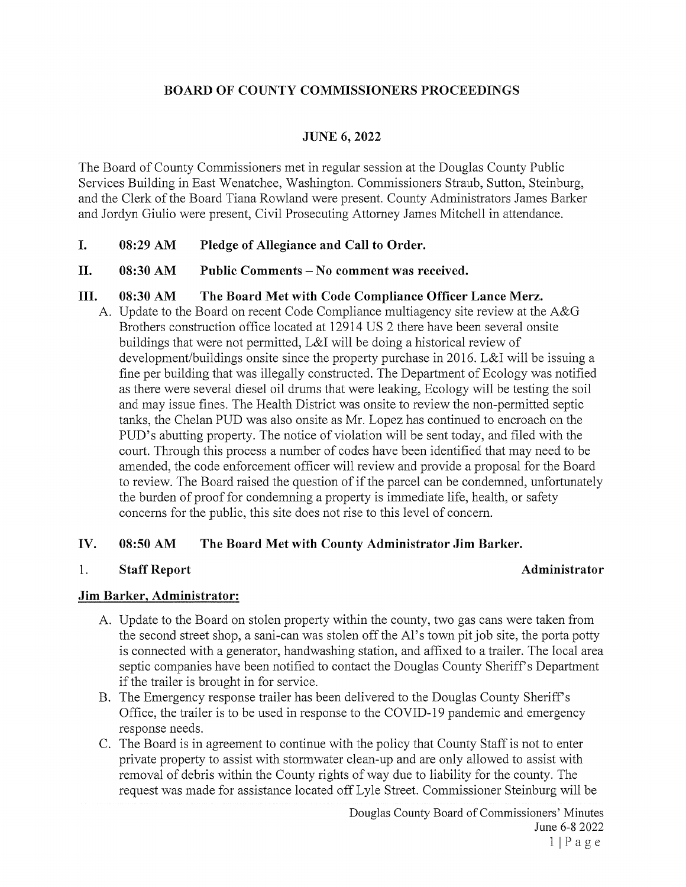# BOARD OF COUNTY COMMISSIONERS PROCEEDINGS

## JUNE 6, 2022

The Board of County Commissioners met in regular session at the Douglas County Public Services Building in East Wenatchee, Washington. Commissioners Straub, Sutton, Steinburg, and the Clerk of the Board Tiana Rowland were present. County Administrators James Barker and Jordyn Giulio were present, Civil Prosecuting Attorney James Mitchell in attendance.

**I. 08:29 AM Pledge of Allegiance and Call to Order.**

**II. 08:30 AM Public Comments – No comment was received.**

**III. 08:30 AM The Board Met with Code Compliance Officer Lance Merz.**

A. Update to the Board on recent Code Compliance multiagency site review at the A&G Brothers construction office located at 12914 US 2 there have been several onsite buildings that were not permitted, L&I will be doing a historical review of development/buildings onsite since the property purchase in 2016. L&I will be issuing a fine per building that was illegally constructed. The Department of Ecology was notified as there were several diesel oil drums that were leaking, Ecology will be testing the soil and may issue fines. The Health District was onsite to review the non-permitted septic tanks, the Chelan PUD was also onsite as Mr. Lopez has continued to encroach on the PUD's abutting property. The notice of violation will be sent today, and filed with the court. Through this process a number of codes have been identified that may need to be amended, the code enforcement officer will review and provide a proposal for the Board to review. The Board raised the question of if the parcel can be condemned, unfortunately the burden of proof for condemning a property is immediate life, health, or safety concerns for the public, this site does not rise to this level of concern.

**IV. 08:50 AM The Board Met with County Administrator Jim Barker.**

**1. Staff Report** **Administrator**

**Jim Barker, Administrator:**

A. Update to the Board on stolen property within the county, two gas cans were taken from the second street shop, a sani-can was stolen off the Al's town pit job site, the porta potty is connected with a generator, handwashing station, and affixed to a trailer. The local area septic companies have been notified to contact the Douglas County Sheriff's Department if the trailer is brought in for service.

B. The Emergency response trailer has been delivered to the Douglas County Sheriff's Office, the trailer is to be used in response to the COVID-19 pandemic and emergency response needs.

C. The Board is in agreement to continue with the policy that County Staff is not to enter private property to assist with stormwater clean-up and are only allowed to assist with removal of debris within the County rights of way due to liability for the county. The request was made for assistance located off Lyle Street. Commissioner Steinburg will be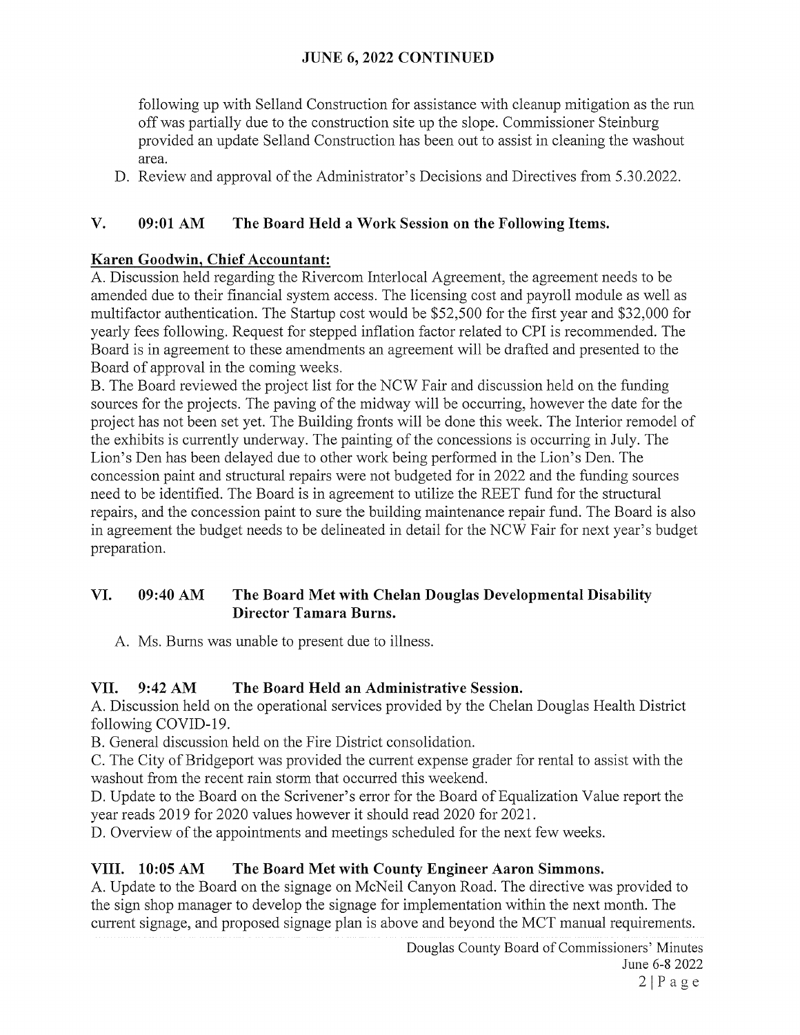## JUNE 6, 2022 CONTINUED

following up with Selland Construction for assistance with cleanup mitigation as the run off was partially due to the construction site up the slope. Commissioner Steinburg provided an update Selland Construction has been out to assist in cleaning the washout area.

D. Review and approval of the Administrator's Decisions and Directives from 5.30.2022.

### V. 09:01 AM The Board Held a Work Session on the Following Items.

**Karen Goodwin, Chief Accountant:**

A. Discussion held regarding the Rivercom Interlocal Agreement, the agreement needs to be amended due to their financial system access. The licensing cost and payroll module as well as multifactor authentication. The Startup cost would be $52,500 for the first year and $32,000 for yearly fees following. Request for stepped inflation factor related to CPI is recommended. The Board is in agreement to these amendments an agreement will be drafted and presented to the Board of approval in the coming weeks.

B. The Board reviewed the project list for the NCW Fair and discussion held on the funding sources for the projects. The paving of the midway will be occurring, however the date for the project has not been set yet. The Building fronts will be done this week. The Interior remodel of the exhibits is currently underway. The painting of the concessions is occurring in July. The Lion's Den has been delayed due to other work being performed in the Lion's Den. The concession paint and structural repairs were not budgeted for in 2022 and the funding sources need to be identified. The Board is in agreement to utilize the REET fund for the structural repairs, and the concession paint to sure the building maintenance repair fund. The Board is also in agreement the budget needs to be delineated in detail for the NCW Fair for next year's budget preparation.

### VI. 09:40 AM The Board Met with Chelan Douglas Developmental Disability Director Tamara Burns.

A. Ms. Burns was unable to present due to illness.

### VII. 9:42 AM The Board Held an Administrative Session.

A. Discussion held on the operational services provided by the Chelan Douglas Health District following COVID-19.

B. General discussion held on the Fire District consolidation.

C. The City of Bridgeport was provided the current expense grader for rental to assist with the washout from the recent rain storm that occurred this weekend.

D. Update to the Board on the Scrivener's error for the Board of Equalization Value report the year reads 2019 for 2020 values however it should read 2020 for 2021.

D. Overview of the appointments and meetings scheduled for the next few weeks.

### VIII. 10:05 AM The Board Met with County Engineer Aaron Simmons.

A. Update to the Board on the signage on McNeil Canyon Road. The directive was provided to the sign shop manager to develop the signage for implementation within the next month. The current signage, and proposed signage plan is above and beyond the MCT manual requirements.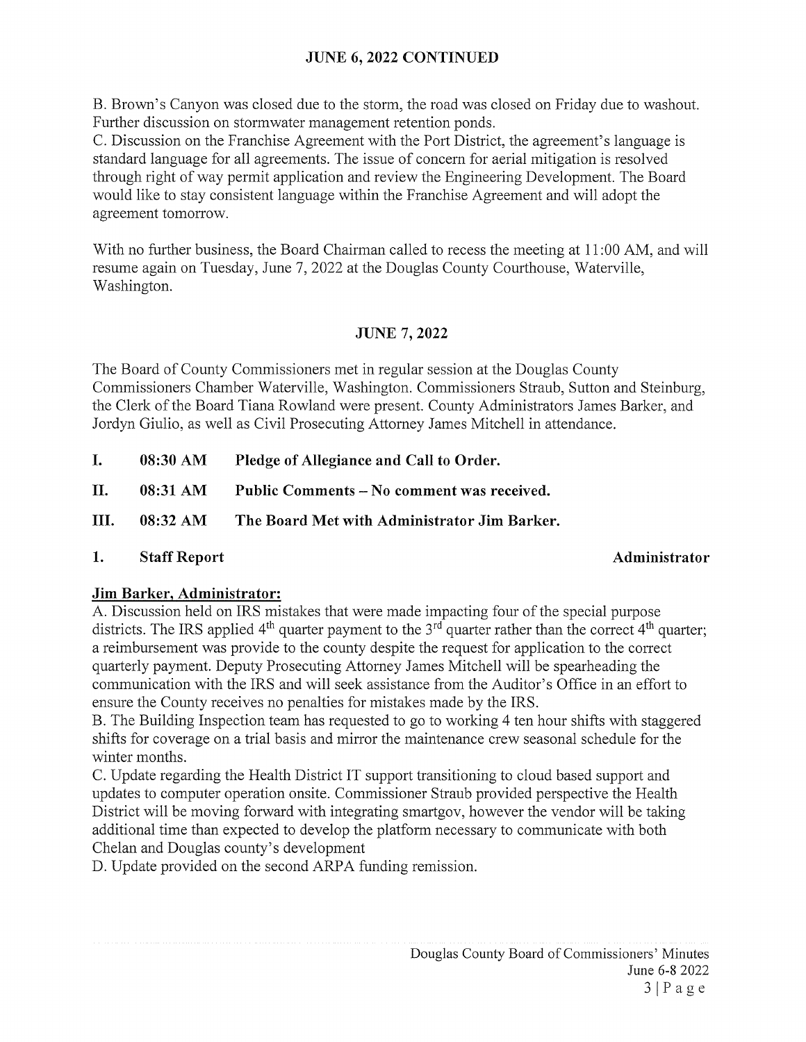## JUNE 6, 2022 CONTINUED

B. Brown's Canyon was closed due to the storm, the road was closed on Friday due to washout. Further discussion on stormwater management retention ponds.
C. Discussion on the Franchise Agreement with the Port District, the agreement's language is standard language for all agreements. The issue of concern for aerial mitigation is resolved through right of way permit application and review the Engineering Development. The Board would like to stay consistent language within the Franchise Agreement and will adopt the agreement tomorrow.

With no further business, the Board Chairman called to recess the meeting at 11:00 AM, and will resume again on Tuesday, June 7, 2022 at the Douglas County Courthouse, Waterville, Washington.

## JUNE 7, 2022

The Board of County Commissioners met in regular session at the Douglas County Commissioners Chamber Waterville, Washington. Commissioners Straub, Sutton and Steinburg, the Clerk of the Board Tiana Rowland were present. County Administrators James Barker, and Jordyn Giulio, as well as Civil Prosecuting Attorney James Mitchell in attendance.

**I. 08:30 AM Pledge of Allegiance and Call to Order.**

**II. 08:31 AM Public Comments – No comment was received.**

**III. 08:32 AM The Board Met with Administrator Jim Barker.**

**1. Staff Report** **Administrator**

**Jim Barker, Administrator:**

A. Discussion held on IRS mistakes that were made impacting four of the special purpose districts. The IRS applied 4th quarter payment to the 3rd quarter rather than the correct 4th quarter; a reimbursement was provide to the county despite the request for application to the correct quarterly payment. Deputy Prosecuting Attorney James Mitchell will be spearheading the communication with the IRS and will seek assistance from the Auditor's Office in an effort to ensure the County receives no penalties for mistakes made by the IRS.
B. The Building Inspection team has requested to go to working 4 ten hour shifts with staggered shifts for coverage on a trial basis and mirror the maintenance crew seasonal schedule for the winter months.
C. Update regarding the Health District IT support transitioning to cloud based support and updates to computer operation onsite. Commissioner Straub provided perspective the Health District will be moving forward with integrating smartgov, however the vendor will be taking additional time than expected to develop the platform necessary to communicate with both Chelan and Douglas county's development
D. Update provided on the second ARPA funding remission.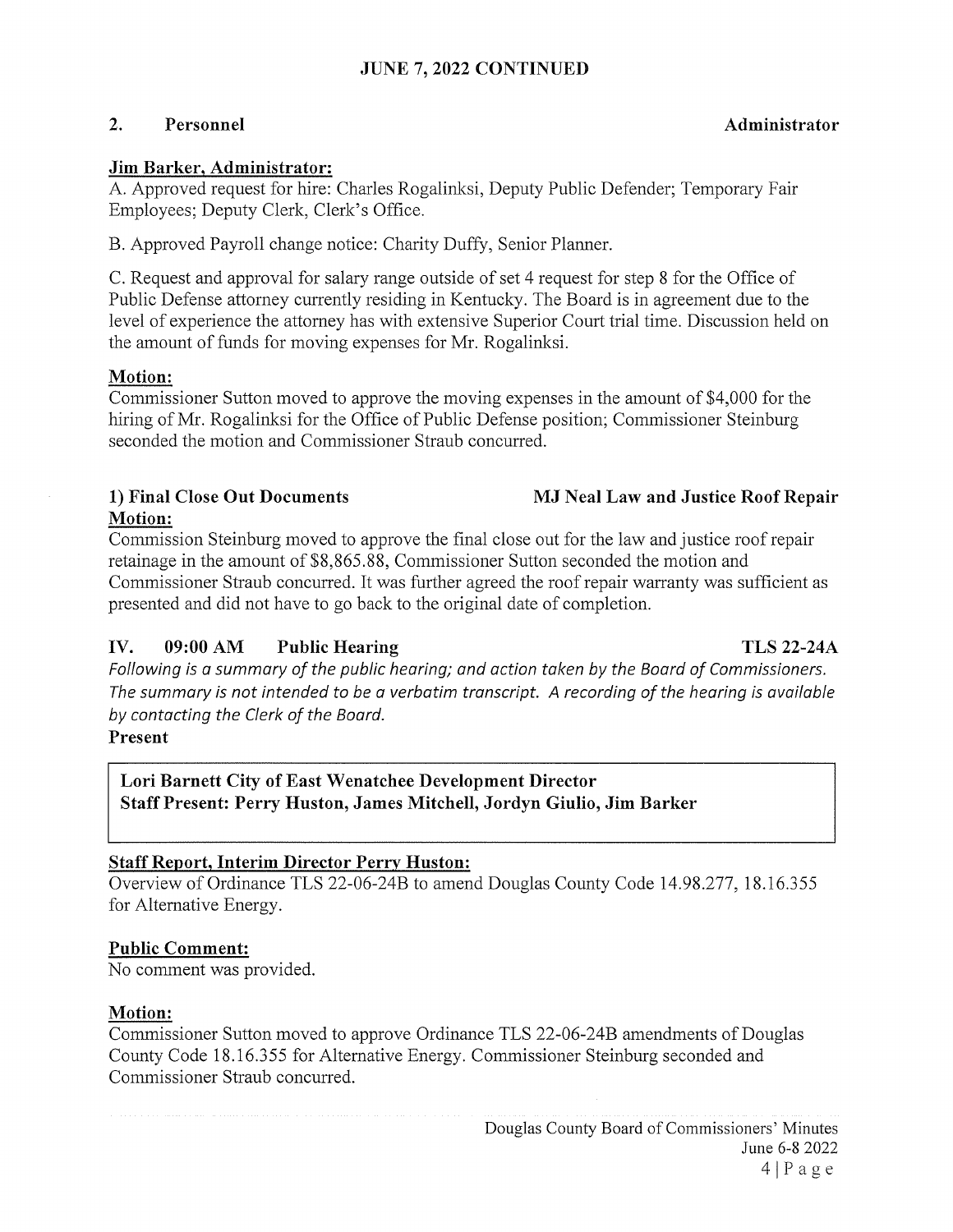## JUNE 7, 2022 CONTINUED

### 2. Personnel — Administrator

**Jim Barker, Administrator:**

A. Approved request for hire: Charles Rogalinksi, Deputy Public Defender; Temporary Fair Employees; Deputy Clerk, Clerk's Office.

B. Approved Payroll change notice: Charity Duffy, Senior Planner.

C. Request and approval for salary range outside of set 4 request for step 8 for the Office of Public Defense attorney currently residing in Kentucky. The Board is in agreement due to the level of experience the attorney has with extensive Superior Court trial time. Discussion held on the amount of funds for moving expenses for Mr. Rogalinksi.

**Motion:**

Commissioner Sutton moved to approve the moving expenses in the amount of $4,000 for the hiring of Mr. Rogalinksi for the Office of Public Defense position; Commissioner Steinburg seconded the motion and Commissioner Straub concurred.

### 1) Final Close Out Documents — MJ Neal Law and Justice Roof Repair

**Motion:**

Commission Steinburg moved to approve the final close out for the law and justice roof repair retainage in the amount of $8,865.88, Commissioner Sutton seconded the motion and Commissioner Straub concurred. It was further agreed the roof repair warranty was sufficient as presented and did not have to go back to the original date of completion.

## IV. 09:00 AM Public Hearing — TLS 22-24A

*Following is a summary of the public hearing; and action taken by the Board of Commissioners. The summary is not intended to be a verbatim transcript. A recording of the hearing is available by contacting the Clerk of the Board.*

**Present**

**Lori Barnett City of East Wenatchee Development Director**
**Staff Present: Perry Huston, James Mitchell, Jordyn Giulio, Jim Barker**

**Staff Report, Interim Director Perry Huston:**

Overview of Ordinance TLS 22-06-24B to amend Douglas County Code 14.98.277, 18.16.355 for Alternative Energy.

**Public Comment:**

No comment was provided.

**Motion:**

Commissioner Sutton moved to approve Ordinance TLS 22-06-24B amendments of Douglas County Code 18.16.355 for Alternative Energy. Commissioner Steinburg seconded and Commissioner Straub concurred.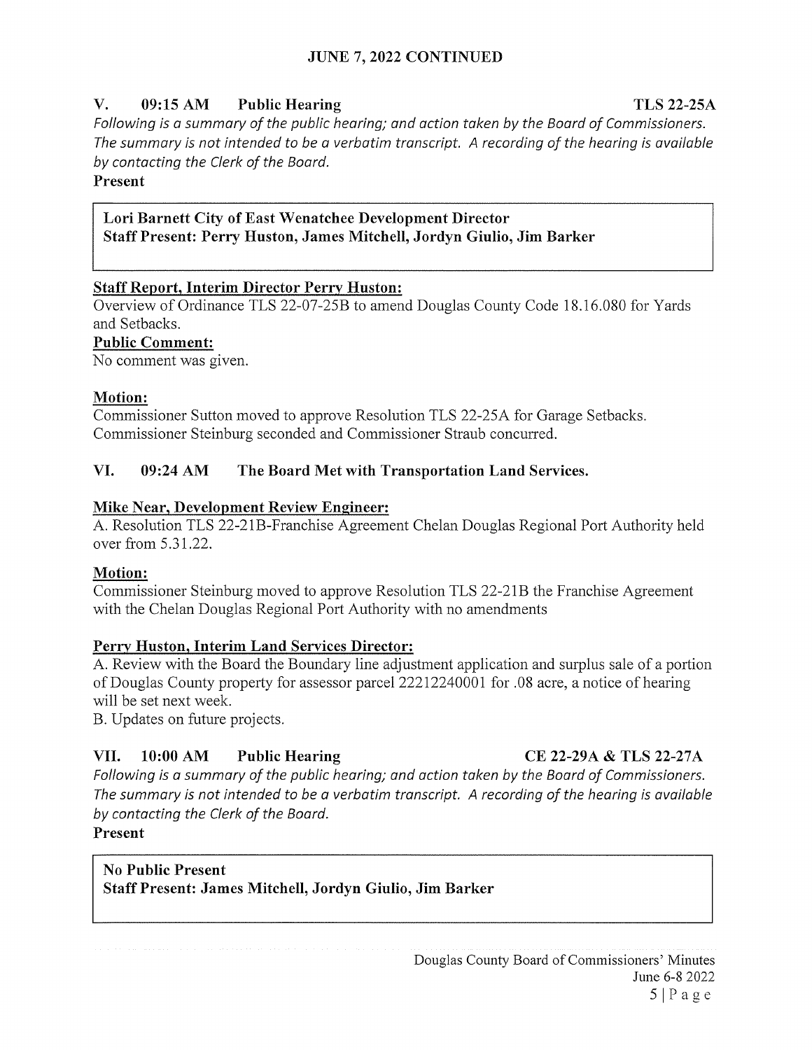**JUNE 7, 2022 CONTINUED**

### V. 09:15 AM Public Hearing TLS 22-25A

*Following is a summary of the public hearing; and action taken by the Board of Commissioners. The summary is not intended to be a verbatim transcript. A recording of the hearing is available by contacting the Clerk of the Board.*

**Present**

**Lori Barnett City of East Wenatchee Development Director**
**Staff Present: Perry Huston, James Mitchell, Jordyn Giulio, Jim Barker**

**Staff Report, Interim Director Perry Huston:**

Overview of Ordinance TLS 22-07-25B to amend Douglas County Code 18.16.080 for Yards and Setbacks.

**Public Comment:**

No comment was given.

**Motion:**

Commissioner Sutton moved to approve Resolution TLS 22-25A for Garage Setbacks. Commissioner Steinburg seconded and Commissioner Straub concurred.

### VI. 09:24 AM The Board Met with Transportation Land Services.

**Mike Near, Development Review Engineer:**

A. Resolution TLS 22-21B-Franchise Agreement Chelan Douglas Regional Port Authority held over from 5.31.22.

**Motion:**

Commissioner Steinburg moved to approve Resolution TLS 22-21B the Franchise Agreement with the Chelan Douglas Regional Port Authority with no amendments

**Perry Huston, Interim Land Services Director:**

A. Review with the Board the Boundary line adjustment application and surplus sale of a portion of Douglas County property for assessor parcel 22212240001 for .08 acre, a notice of hearing will be set next week.

B. Updates on future projects.

### VII. 10:00 AM Public Hearing CE 22-29A & TLS 22-27A

*Following is a summary of the public hearing; and action taken by the Board of Commissioners. The summary is not intended to be a verbatim transcript. A recording of the hearing is available by contacting the Clerk of the Board.*

**Present**

**No Public Present**
**Staff Present: James Mitchell, Jordyn Giulio, Jim Barker**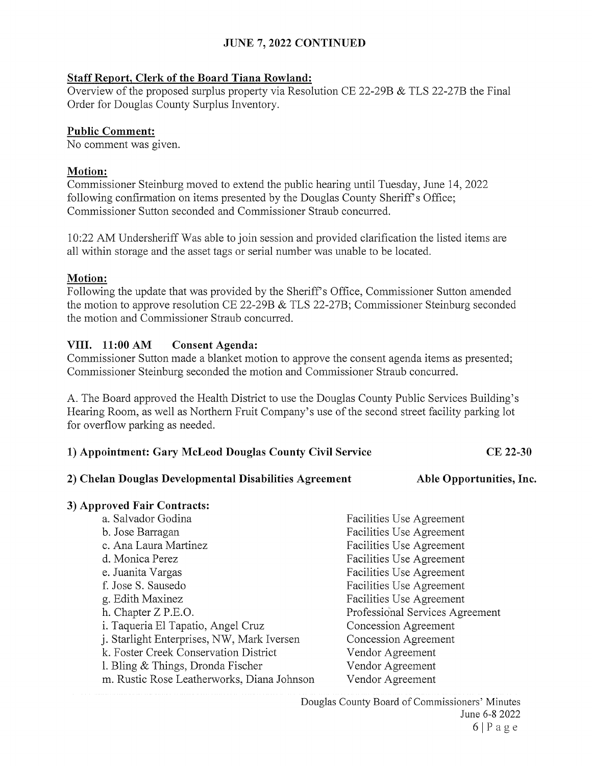## JUNE 7, 2022 CONTINUED

**Staff Report, Clerk of the Board Tiana Rowland:**

Overview of the proposed surplus property via Resolution CE 22-29B & TLS 22-27B the Final Order for Douglas County Surplus Inventory.

**Public Comment:**

No comment was given.

**Motion:**

Commissioner Steinburg moved to extend the public hearing until Tuesday, June 14, 2022 following confirmation on items presented by the Douglas County Sheriff's Office; Commissioner Sutton seconded and Commissioner Straub concurred.

10:22 AM Undersheriff Was able to join session and provided clarification the listed items are all within storage and the asset tags or serial number was unable to be located.

**Motion:**

Following the update that was provided by the Sheriff's Office, Commissioner Sutton amended the motion to approve resolution CE 22-29B & TLS 22-27B; Commissioner Steinburg seconded the motion and Commissioner Straub concurred.

### VIII. 11:00 AM Consent Agenda:

Commissioner Sutton made a blanket motion to approve the consent agenda items as presented; Commissioner Steinburg seconded the motion and Commissioner Straub concurred.

A. The Board approved the Health District to use the Douglas County Public Services Building's Hearing Room, as well as Northern Fruit Company's use of the second street facility parking lot for overflow parking as needed.

**1) Appointment: Gary McLeod Douglas County Civil Service** — **CE 22-30**

**2) Chelan Douglas Developmental Disabilities Agreement** — **Able Opportunities, Inc.**

**3) Approved Fair Contracts:**

| | |
|---|---|
| a. Salvador Godina | Facilities Use Agreement |
| b. Jose Barragan | Facilities Use Agreement |
| c. Ana Laura Martinez | Facilities Use Agreement |
| d. Monica Perez | Facilities Use Agreement |
| e. Juanita Vargas | Facilities Use Agreement |
| f. Jose S. Sausedo | Facilities Use Agreement |
| g. Edith Maxinez | Facilities Use Agreement |
| h. Chapter Z P.E.O. | Professional Services Agreement |
| i. Taqueria El Tapatio, Angel Cruz | Concession Agreement |
| j. Starlight Enterprises, NW, Mark Iversen | Concession Agreement |
| k. Foster Creek Conservation District | Vendor Agreement |
| l. Bling & Things, Dronda Fischer | Vendor Agreement |
| m. Rustic Rose Leatherworks, Diana Johnson | Vendor Agreement |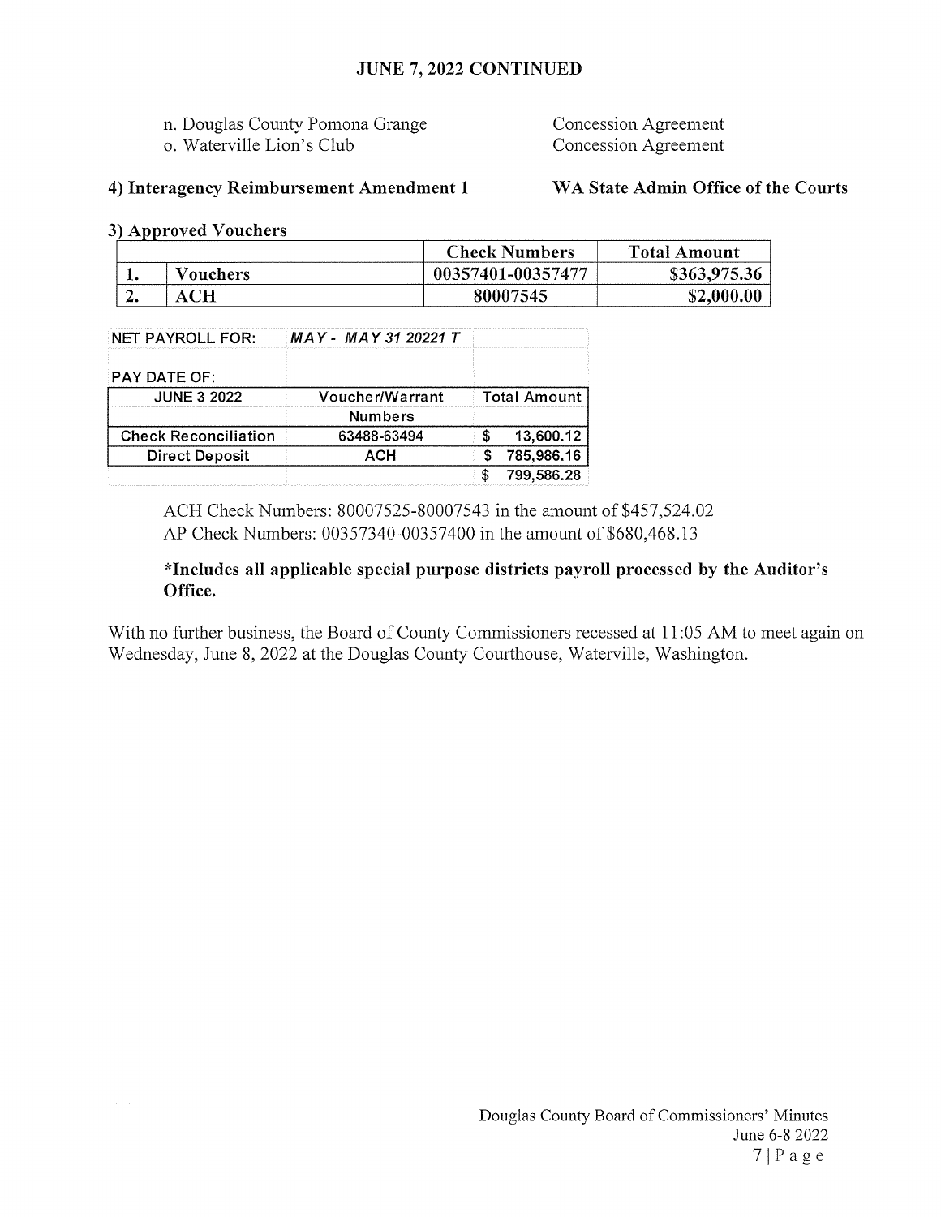## JUNE 7, 2022 CONTINUED

n. Douglas County Pomona Grange — Concession Agreement
o. Waterville Lion's Club — Concession Agreement

**4) Interagency Reimbursement Amendment 1** — **WA State Admin Office of the Courts**

**3) Approved Vouchers**

| | | Check Numbers | Total Amount |
|---|---|---|---|
| 1. | Vouchers | 00357401-00357477 | $363,975.36 |
| 2. | ACH | 80007545 | $2,000.00 |

| NET PAYROLL FOR: | *MAY - MAY 31 20221 T* | |
|---|---|---|
| PAY DATE OF: | | |
| JUNE 3 2022 | Voucher/Warrant Numbers | Total Amount |
| Check Reconciliation | 63488-63494 | $ 13,600.12 |
| Direct Deposit | ACH | $ 785,986.16 |
| | | $ 799,586.28 |

ACH Check Numbers: 80007525-80007543 in the amount of $457,524.02
AP Check Numbers: 00357340-00357400 in the amount of $680,468.13

**\*Includes all applicable special purpose districts payroll processed by the Auditor's Office.**

With no further business, the Board of County Commissioners recessed at 11:05 AM to meet again on Wednesday, June 8, 2022 at the Douglas County Courthouse, Waterville, Washington.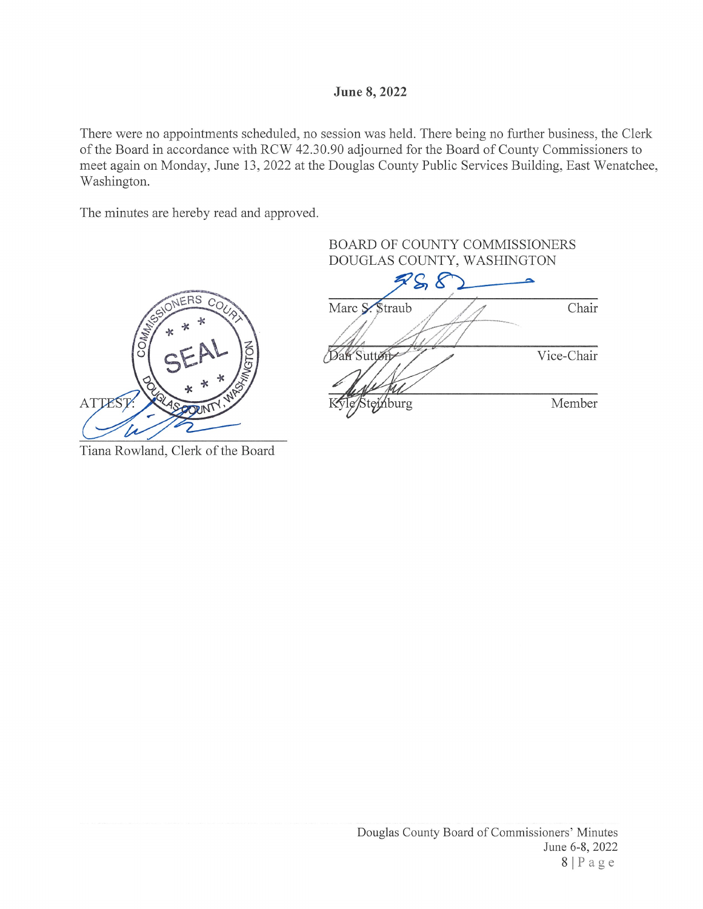**June 8, 2022**

There were no appointments scheduled, no session was held. There being no further business, the Clerk of the Board in accordance with RCW 42.30.90 adjourned for the Board of County Commissioners to meet again on Monday, June 13, 2022 at the Douglas County Public Services Building, East Wenatchee, Washington.

The minutes are hereby read and approved.

BOARD OF COUNTY COMMISSIONERS
DOUGLAS COUNTY, WASHINGTON

Marc S. Straub, Chair

Dan Sutton, Vice-Chair

Kyle Steinburg, Member

COMMISSIONERS COURT SEAL DOUGLAS COUNTY, WASHINGTON

ATTEST:

Tiana Rowland, Clerk of the Board